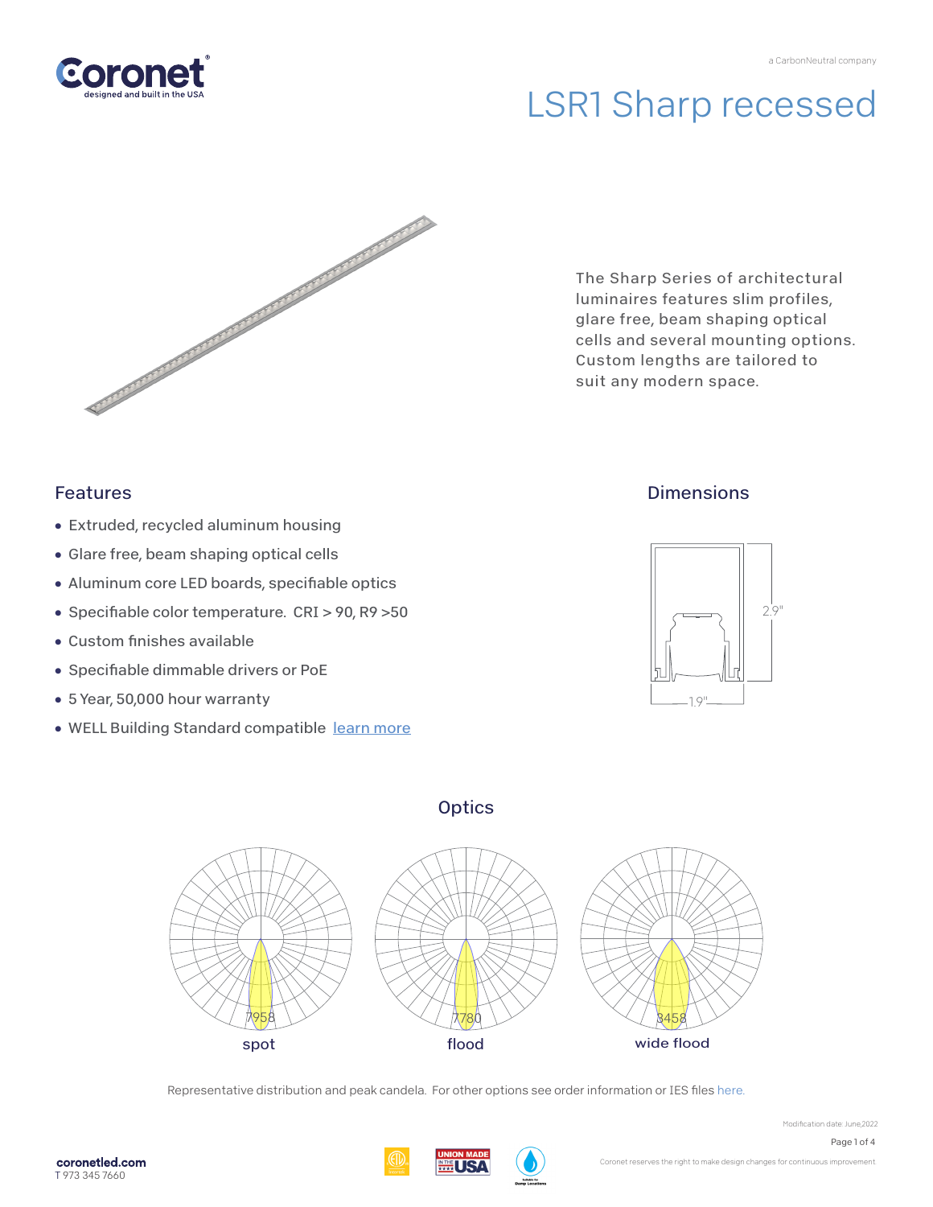a CarbonNeutral company

# LSR1 Sharp recessed

The Sharp Series of architectural luminaires features slim profiles, glare free, beam shaping optical cells and several mounting options. Custom lengths are tailored to suit any modern space.

## Features

- Extruded, recycled aluminum housing
- Glare free, beam shaping optical cells
- Aluminum core LED boards, specifiable optics
- Specifiable color temperature. CRI > 90, R9 >50
- Custom finishes available
- Specifiable dimmable drivers or PoE
- 5 Year, 50,000 hour warranty
- WELL Building Standard compatible [learn more]

## Dimensions

2.9"

1.9"

## Optics

7958 — spot

7780 — flood

3458 — wide flood

Representative distribution and peak candela. For other options see order information or IES files here.

Modification date: June,2022

coronetled.com
T 973 345 7660

Coronet reserves the right to make design changes for continuous improvement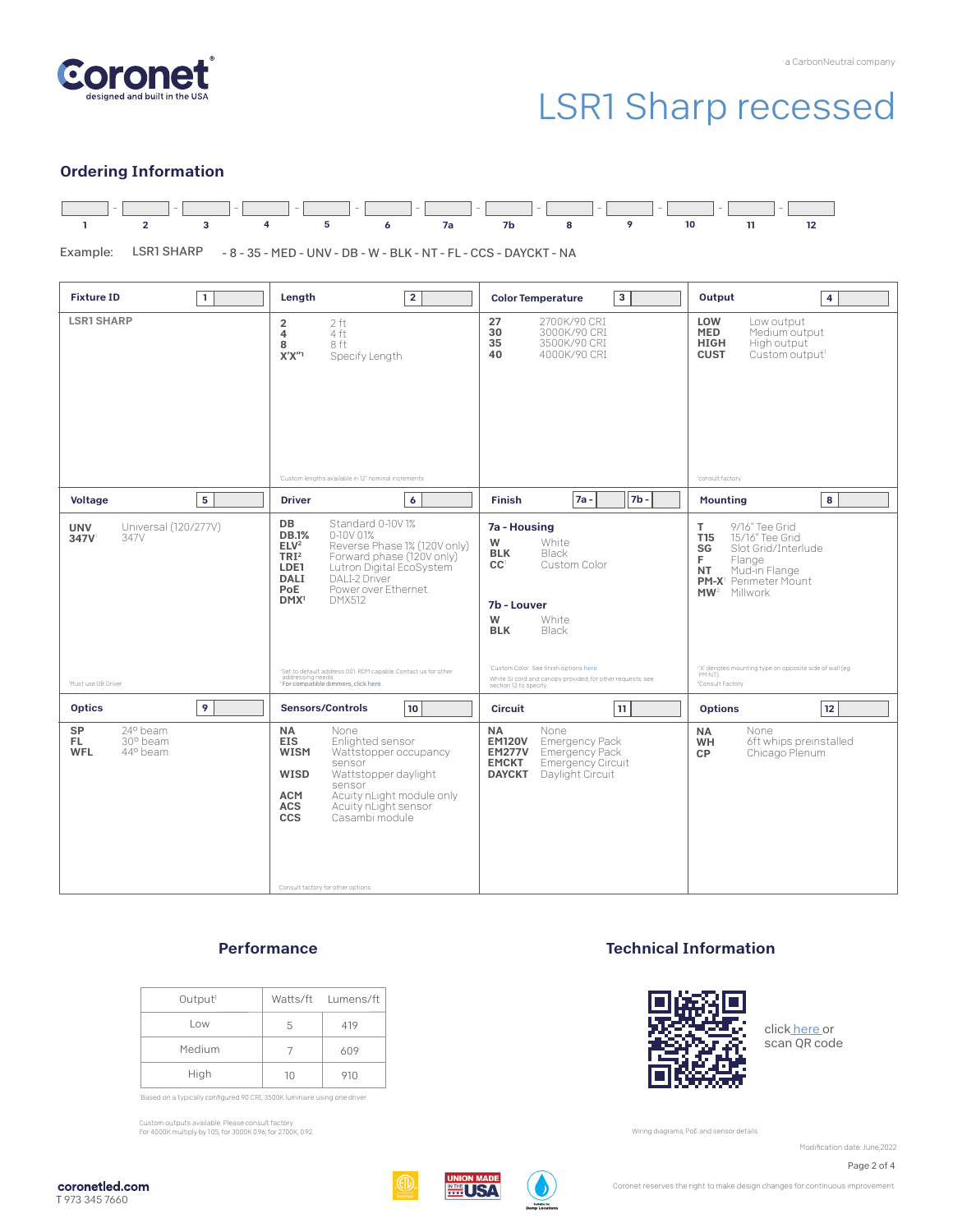# LSR1 Sharp recessed

## Ordering Information

| 1 | 2 | 3 | 4 | 5 | 6 | 7a | 7b | 8 | 9 | 10 | 11 | 12 |
|---|---|---|---|---|---|---|---|---|---|---|---|---|
| | | | | | | | | | | | | |

Example: LSR1 SHARP - 8 - 35 - MED - UNV - DB - W - BLK - NT - FL - CCS - DAYCKT - NA

### Fixture ID [1]

**LSR1 SHARP**

### Length [2]

| | |
|---|---|
| **2** | 2 ft |
| **4** | 4 ft |
| **8** | 8 ft |
| **X'X"[1]** | Specify Length |

[1]Custom lengths available in 12" nominal increments

### Color Temperature [3]

| | |
|---|---|
| **27** | 2700K/90 CRI |
| **30** | 3000K/90 CRI |
| **35** | 3500K/90 CRI |
| **40** | 4000K/90 CRI |

### Output [4]

| | |
|---|---|
| **LOW** | Low output |
| **MED** | Medium output |
| **HIGH** | High output |
| **CUST** | Custom output[1] |

[1]consult factory

### Voltage [5]

| | |
|---|---|
| **UNV** | Universal (120/277V) |
| **347V[1]** | 347V |

[1]Must use DB Driver

### Driver [6]

| | |
|---|---|
| **DB** | Standard 0-10V 1% |
| **DB.1%** | 0-10V 0.1% |
| **ELV[2]** | Reverse Phase 1% (120V only) |
| **TRI[2]** | Forward phase (120V only) |
| **LDE1** | Lutron Digital EcoSystem |
| **DALI** | DALI-2 Driver |
| **PoE** | Power over Ethernet |
| **DMX[1]** | DMX512 |

[1]Set to default address 001. RDM capable. Contact us for other addressing needs.
[2]For compatible dimmers, click here.

### Finish [7a - / 7b -]

**7a - Housing**

| | |
|---|---|
| **W** | White |
| **BLK** | Black |
| **CC[1]** | Custom Color |

**7b - Louver**

| | |
|---|---|
| **W** | White |
| **BLK** | Black |

[1]Custom Color. See finish options here.
White SJ cord and canopy provided; for other requests, see section 12 to specify

### Mounting [8]

| | |
|---|---|
| **T** | 9/16" Tee Grid |
| **T15** | 15/16" Tee Grid |
| **SG** | Slot Grid/Interlude |
| **F** | Flange |
| **NT** | Mud-in Flange |
| **PM-X[1]** | Perimeter Mount |
| **MW[2]** | Millwork |

[1]'X' denotes mounting type on opposite side of wall (eg PM-NT)
[2]Consult Factory

### Optics [9]

| | |
|---|---|
| **SP** | 24° beam |
| **FL** | 30° beam |
| **WFL** | 44° beam |

### Sensors/Controls [10]

| | |
|---|---|
| **NA** | None |
| **EIS** | Enlighted sensor |
| **WISM** | Wattstopper occupancy sensor |
| **WISD** | Wattstopper daylight sensor |
| **ACM** | Acuity nLight module only |
| **ACS** | Acuity nLight sensor |
| **CCS** | Casambi module |

Consult factory for other options.

### Circuit [11]

| | |
|---|---|
| **NA** | None |
| **EM120V** | Emergency Pack |
| **EM277V** | Emergency Pack |
| **EMCKT** | Emergency Circuit |
| **DAYCKT** | Daylight Circuit |

### Options [12]

| | |
|---|---|
| **NA** | None |
| **WH** | 6ft whips preinstalled |
| **CP** | Chicago Plenum |

## Performance

| Output[1] | Watts/ft | Lumens/ft |
|---|---|---|
| Low | 5 | 419 |
| Medium | 7 | 609 |
| High | 10 | 910 |

[1]Based on a typically configured 90 CRI, 3500K luminaire using one driver

Custom outputs available. Please consult factory.
For 4000K multiply by 1.05, for 3000K 0.96, for 2700K, 0.92

## Technical Information

click here or scan QR code

Wiring diagrams, PoE and sensor details

Modification date: June,2022

coronetled.com
T 973 345 7660

Coronet reserves the right to make design changes for continuous improvement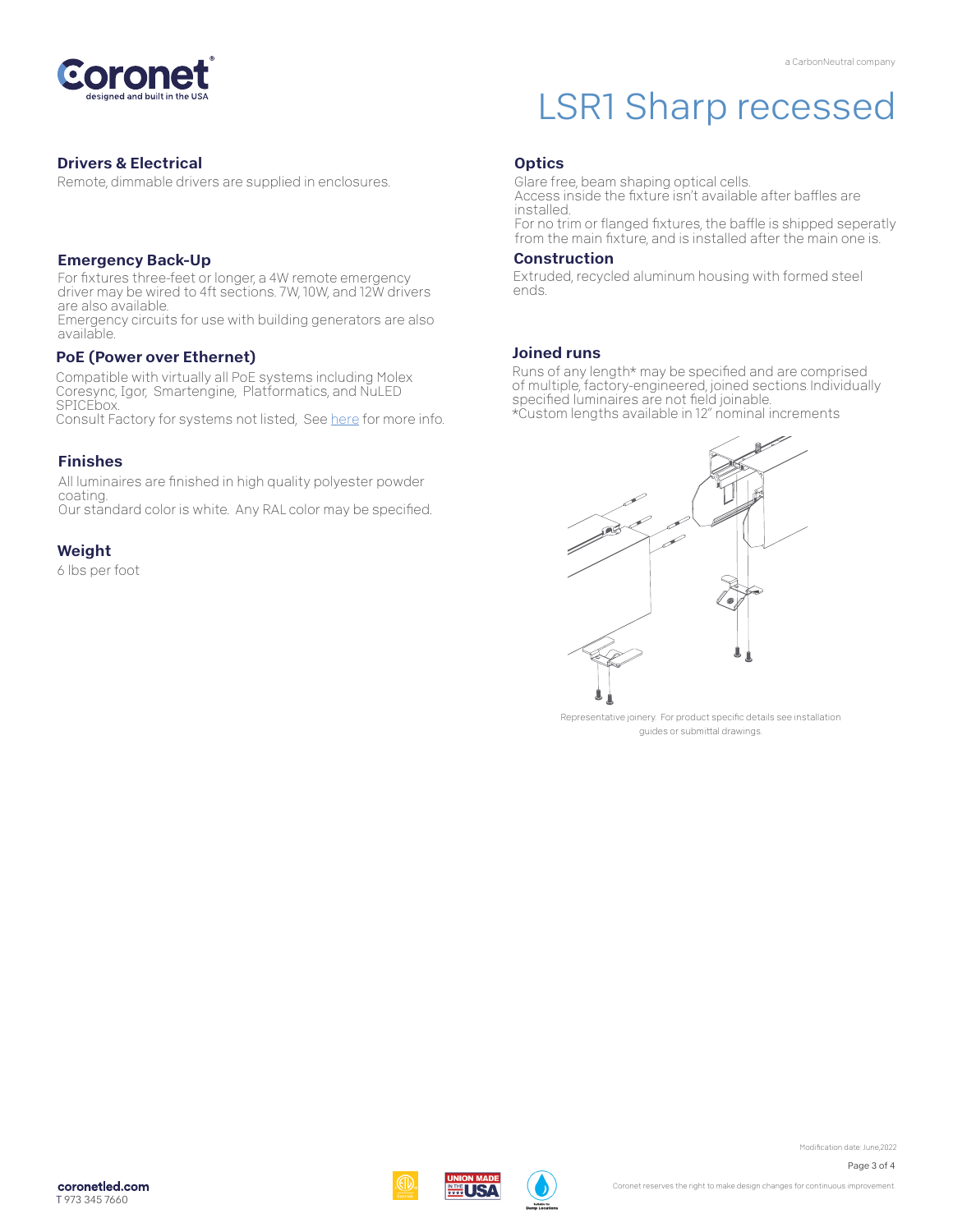# LSR1 Sharp recessed

## Drivers & Electrical

Remote, dimmable drivers are supplied in enclosures.

## Emergency Back-Up

For fixtures three-feet or longer, a 4W remote emergency driver may be wired to 4ft sections. 7W, 10W, and 12W drivers are also available.
Emergency circuits for use with building generators are also available.

## PoE (Power over Ethernet)

Compatible with virtually all PoE systems including Molex Coresync, Igor, Smartengine, Platformatics, and NuLED SPICEbox.
Consult Factory for systems not listed, See here for more info.

## Finishes

All luminaires are finished in high quality polyester powder coating.
Our standard color is white. Any RAL color may be specified.

## Weight

6 lbs per foot

## Optics

Glare free, beam shaping optical cells.
Access inside the fixture isn't available after baffles are installed.
For no trim or flanged fixtures, the baffle is shipped seperatly from the main fixture, and is installed after the main one is.

## Construction

Extruded, recycled aluminum housing with formed steel ends.

## Joined runs

Runs of any length* may be specified and are comprised of multiple, factory-engineered, joined sections Individually specified luminaires are not field joinable.
*Custom lengths available in 12" nominal increments

Representative joinery. For product specific details see installation guides or submittal drawings.

Modification date: June,2022

coronetled.com
T 973 345 7660

Coronet reserves the right to make design changes for continuous improvement.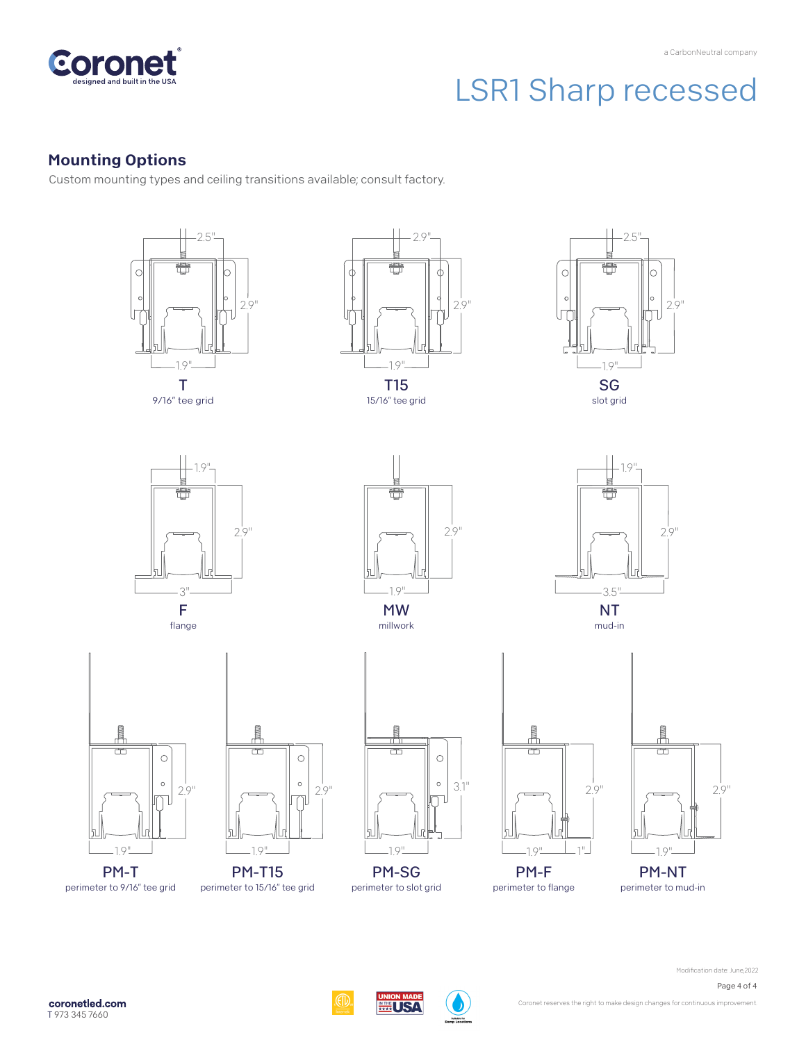# LSR1 Sharp recessed

## Mounting Options

Custom mounting types and ceiling transitions available; consult factory.

2.5"
2.9"
1.9"
**T**
9/16" tee grid

2.9"
2.9"
1.9"
**T15**
15/16" tee grid

2.5"
2.9"
1.9"
**SG**
slot grid

1.9"
2.9"
3"
**F**
flange

2.9"
1.9"
**MW**
millwork

1.9"
2.9"
3.5"
**NT**
mud-in

2.9"
1.9"
**PM-T**
perimeter to 9/16" tee grid

2.9"
1.9"
**PM-T15**
perimeter to 15/16" tee grid

3.1"
1.9"
**PM-SG**
perimeter to slot grid

2.9"
1.9"
1"
**PM-F**
perimeter to flange

2.9"
1.9"
**PM-NT**
perimeter to mud-in

Modification date: June,2022

**coronetled.com**
T 973 345 7660

Coronet reserves the right to make design changes for continuous improvement